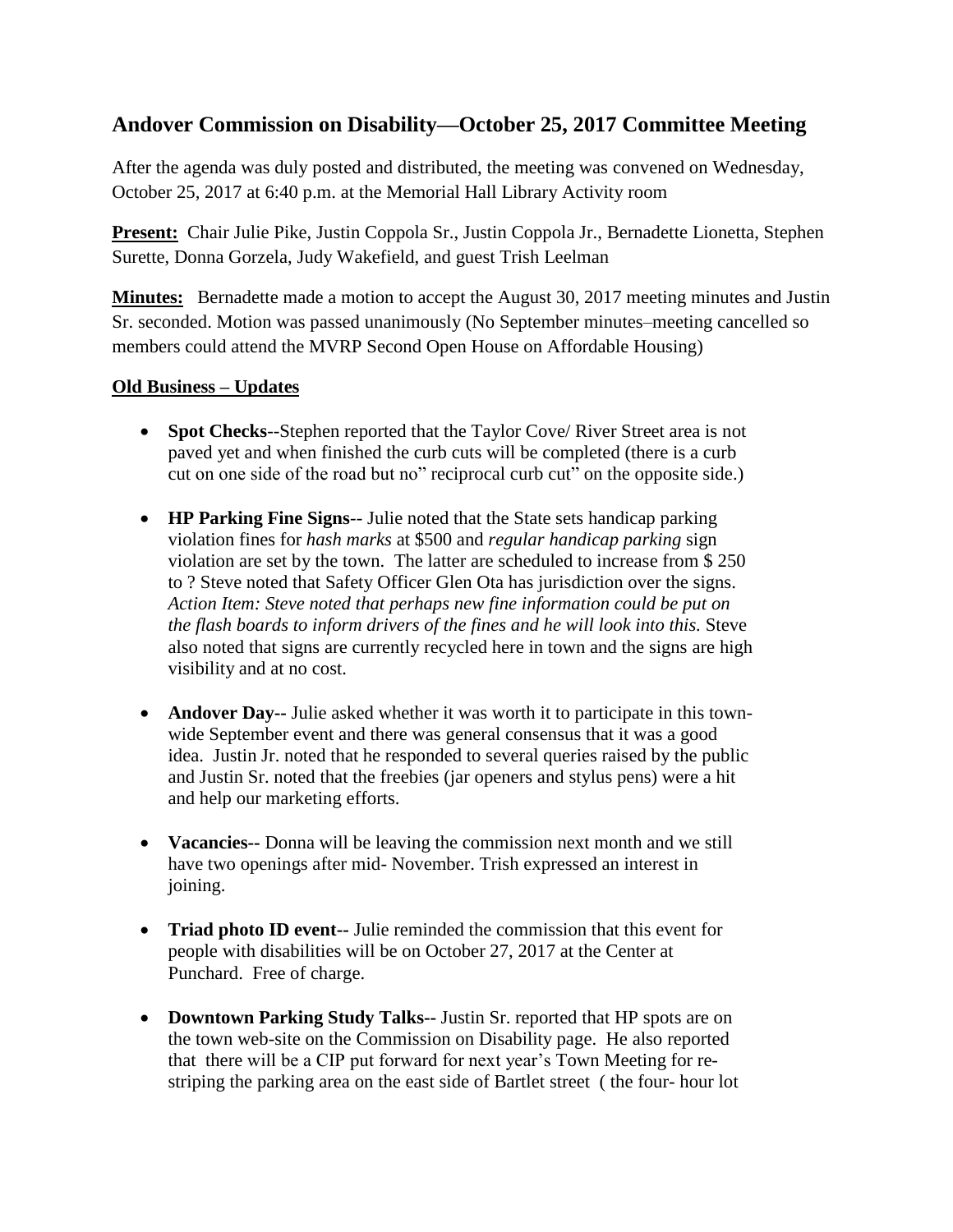## Andover Commission on Disability—October 25, 2017 Committee Meeting

After the agenda was duly posted and distributed, the meeting was convened on Wednesday, October 25, 2017 at 6:40 p.m. at the Memorial Hall Library Activity room

**Present:** Chair Julie Pike, Justin Coppola Sr., Justin Coppola Jr., Bernadette Lionetta, Stephen Surette, Donna Gorzela, Judy Wakefield, and guest Trish Leelman

**Minutes:** Bernadette made a motion to accept the August 30, 2017 meeting minutes and Justin Sr. seconded. Motion was passed unanimously (No September minutes–meeting cancelled so members could attend the MVRP Second Open House on Affordable Housing)

**Old Business – Updates**

- **Spot Checks**--Stephen reported that the Taylor Cove/ River Street area is not paved yet and when finished the curb cuts will be completed (there is a curb cut on one side of the road but no" reciprocal curb cut" on the opposite side.)
- **HP Parking Fine Signs**-- Julie noted that the State sets handicap parking violation fines for *hash marks* at $500 and *regular handicap parking* sign violation are set by the town. The latter are scheduled to increase from $ 250 to ? Steve noted that Safety Officer Glen Ota has jurisdiction over the signs. *Action Item: Steve noted that perhaps new fine information could be put on the flash boards to inform drivers of the fines and he will look into this.* Steve also noted that signs are currently recycled here in town and the signs are high visibility and at no cost.
- **Andover Day--** Julie asked whether it was worth it to participate in this town-wide September event and there was general consensus that it was a good idea. Justin Jr. noted that he responded to several queries raised by the public and Justin Sr. noted that the freebies (jar openers and stylus pens) were a hit and help our marketing efforts.
- **Vacancies--** Donna will be leaving the commission next month and we still have two openings after mid- November. Trish expressed an interest in joining.
- **Triad photo ID event--** Julie reminded the commission that this event for people with disabilities will be on October 27, 2017 at the Center at Punchard. Free of charge.
- **Downtown Parking Study Talks--** Justin Sr. reported that HP spots are on the town web-site on the Commission on Disability page. He also reported that there will be a CIP put forward for next year's Town Meeting for re-striping the parking area on the east side of Bartlet street ( the four- hour lot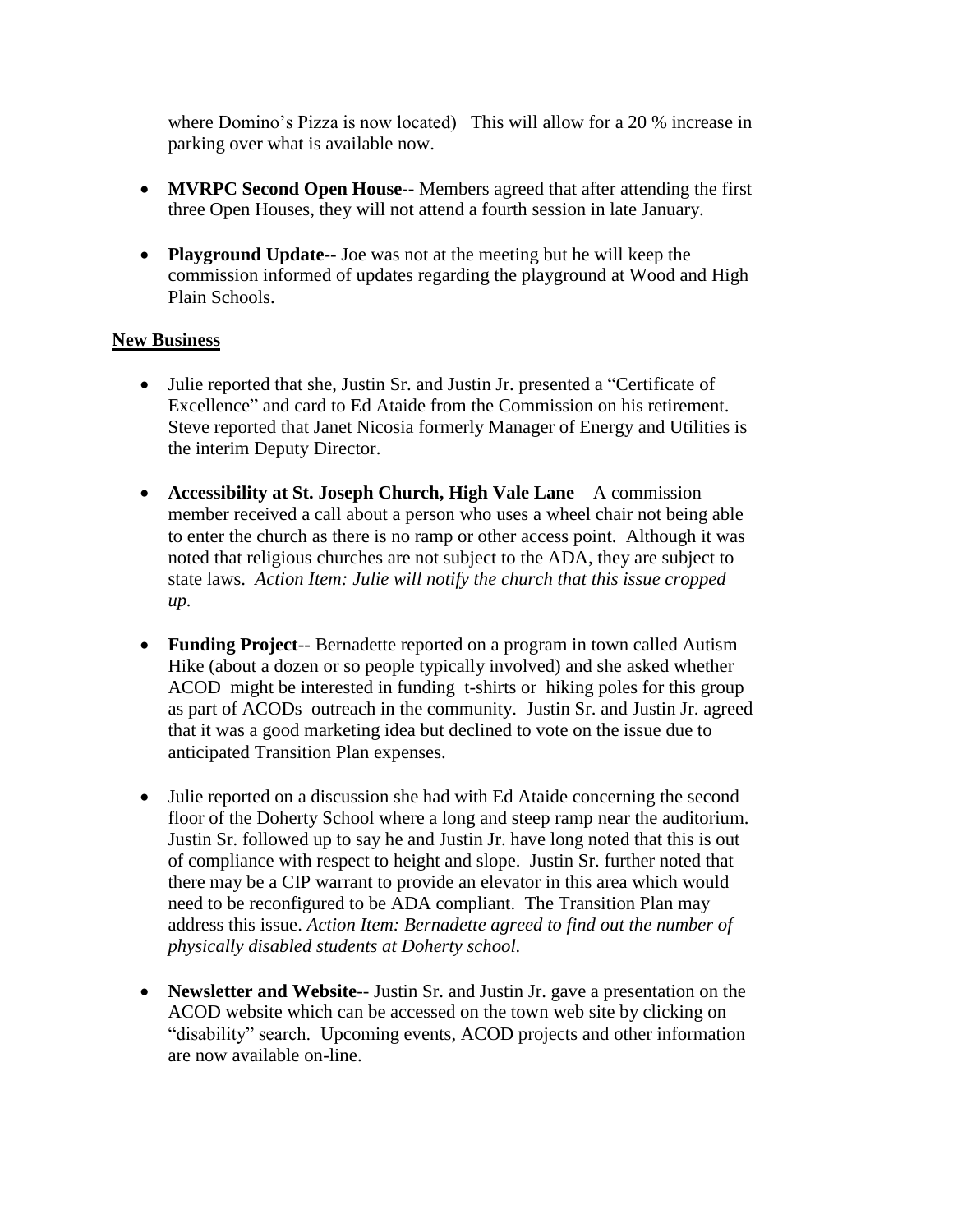where Domino's Pizza is now located) This will allow for a 20 % increase in parking over what is available now.

- **MVRPC Second Open House--** Members agreed that after attending the first three Open Houses, they will not attend a fourth session in late January.
- **Playground Update**-- Joe was not at the meeting but he will keep the commission informed of updates regarding the playground at Wood and High Plain Schools.

**New Business**

- Julie reported that she, Justin Sr. and Justin Jr. presented a "Certificate of Excellence" and card to Ed Ataide from the Commission on his retirement. Steve reported that Janet Nicosia formerly Manager of Energy and Utilities is the interim Deputy Director.
- **Accessibility at St. Joseph Church, High Vale Lane**—A commission member received a call about a person who uses a wheel chair not being able to enter the church as there is no ramp or other access point. Although it was noted that religious churches are not subject to the ADA, they are subject to state laws. *Action Item: Julie will notify the church that this issue cropped up.*
- **Funding Project**-- Bernadette reported on a program in town called Autism Hike (about a dozen or so people typically involved) and she asked whether ACOD might be interested in funding t-shirts or hiking poles for this group as part of ACODs outreach in the community. Justin Sr. and Justin Jr. agreed that it was a good marketing idea but declined to vote on the issue due to anticipated Transition Plan expenses.
- Julie reported on a discussion she had with Ed Ataide concerning the second floor of the Doherty School where a long and steep ramp near the auditorium. Justin Sr. followed up to say he and Justin Jr. have long noted that this is out of compliance with respect to height and slope. Justin Sr. further noted that there may be a CIP warrant to provide an elevator in this area which would need to be reconfigured to be ADA compliant. The Transition Plan may address this issue. *Action Item: Bernadette agreed to find out the number of physically disabled students at Doherty school.*
- **Newsletter and Website**-- Justin Sr. and Justin Jr. gave a presentation on the ACOD website which can be accessed on the town web site by clicking on "disability" search. Upcoming events, ACOD projects and other information are now available on-line.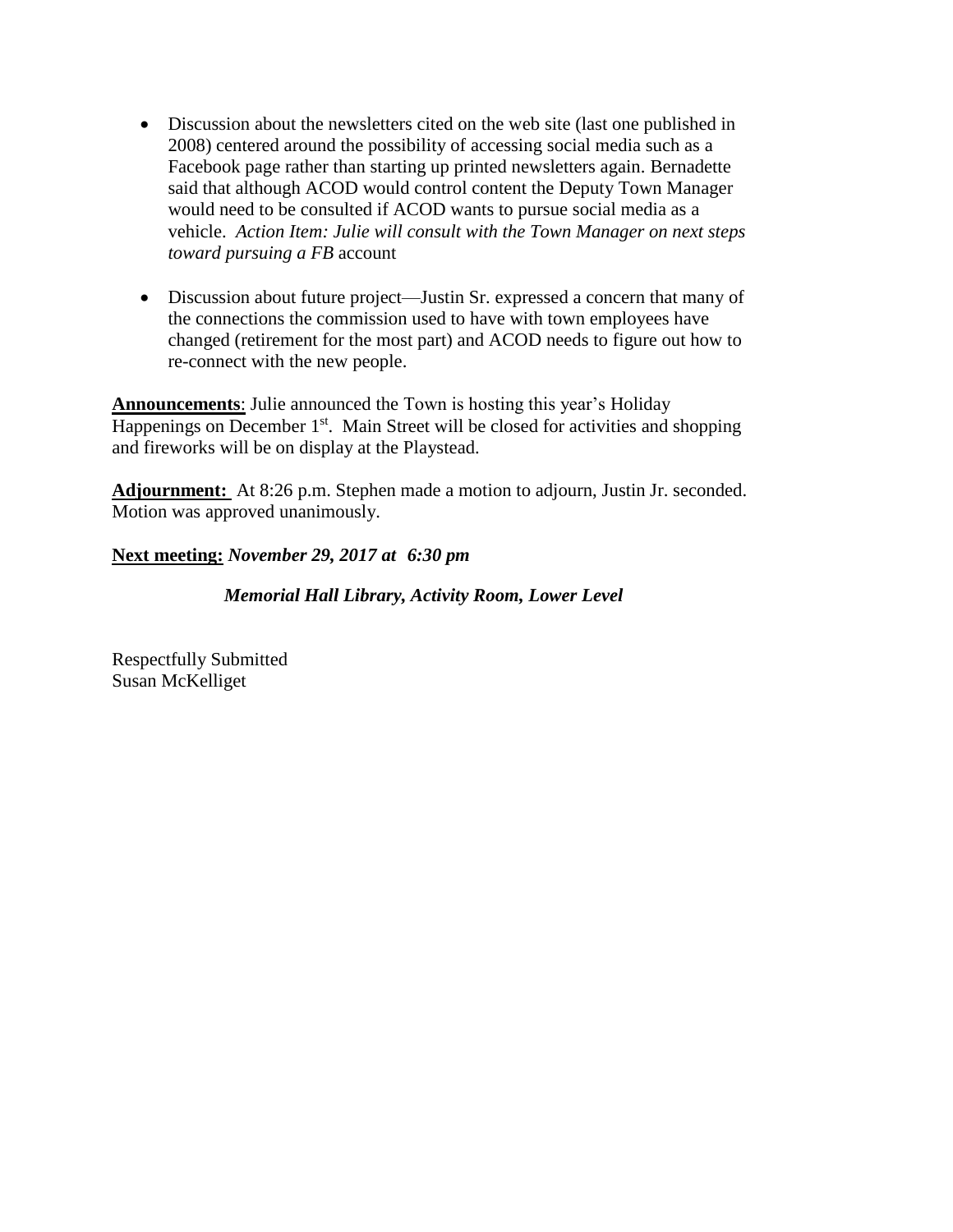- Discussion about the newsletters cited on the web site (last one published in 2008) centered around the possibility of accessing social media such as a Facebook page rather than starting up printed newsletters again. Bernadette said that although ACOD would control content the Deputy Town Manager would need to be consulted if ACOD wants to pursue social media as a vehicle. *Action Item: Julie will consult with the Town Manager on next steps toward pursuing a FB* account

- Discussion about future project—Justin Sr. expressed a concern that many of the connections the commission used to have with town employees have changed (retirement for the most part) and ACOD needs to figure out how to re-connect with the new people.

**Announcements**: Julie announced the Town is hosting this year's Holiday Happenings on December 1st. Main Street will be closed for activities and shopping and fireworks will be on display at the Playstead.

**Adjournment:** At 8:26 p.m. Stephen made a motion to adjourn, Justin Jr. seconded. Motion was approved unanimously.

**Next meeting:** ***November 29, 2017 at 6:30 pm***

***Memorial Hall Library, Activity Room, Lower Level***

Respectfully Submitted
Susan McKelliget